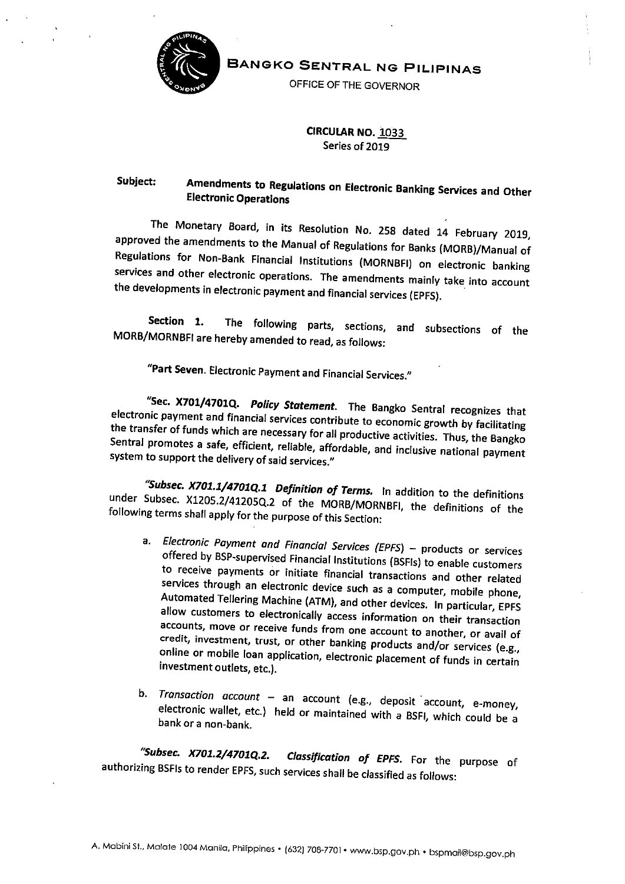# BANGKO SENTRAL NG PILIPINAS

OFFICE OF THE GOVERNOR

**CIRCULAR NO. 1033**
Series of 2019

**Subject: Amendments to Regulations on Electronic Banking Services and Other Electronic Operations**

The Monetary Board, in its Resolution No. 258 dated 14 February 2019, approved the amendments to the Manual of Regulations for Banks (MORB)/Manual of Regulations for Non-Bank Financial Institutions (MORNBFI) on electronic banking services and other electronic operations. The amendments mainly take into account the developments in electronic payment and financial services (EPFS).

**Section 1.** The following parts, sections, and subsections of the MORB/MORNBFI are hereby amended to read, as follows:

"**Part Seven**. Electronic Payment and Financial Services."

"**Sec. X701/4701Q.** ***Policy Statement.*** The Bangko Sentral recognizes that electronic payment and financial services contribute to economic growth by facilitating the transfer of funds which are necessary for all productive activities. Thus, the Bangko Sentral promotes a safe, efficient, reliable, affordable, and inclusive national payment system to support the delivery of said services."

"***Subsec. X701.1/4701Q.1 Definition of Terms.*** In addition to the definitions under Subsec. X1205.2/41205Q.2 of the MORB/MORNBFI, the definitions of the following terms shall apply for the purpose of this Section:

a. *Electronic Payment and Financial Services (EPFS)* – products or services offered by BSP-supervised Financial Institutions (BSFIs) to enable customers to receive payments or initiate financial transactions and other related services through an electronic device such as a computer, mobile phone, Automated Tellering Machine (ATM), and other devices. In particular, EPFS allow customers to electronically access information on their transaction accounts, move or receive funds from one account to another, or avail of credit, investment, trust, or other banking products and/or services (e.g., online or mobile loan application, electronic placement of funds in certain investment outlets, etc.).

b. *Transaction account* – an account (e.g., deposit account, e-money, electronic wallet, etc.) held or maintained with a BSFI, which could be a bank or a non-bank.

"***Subsec. X701.2/4701Q.2. Classification of EPFS.*** For the purpose of authorizing BSFIs to render EPFS, such services shall be classified as follows: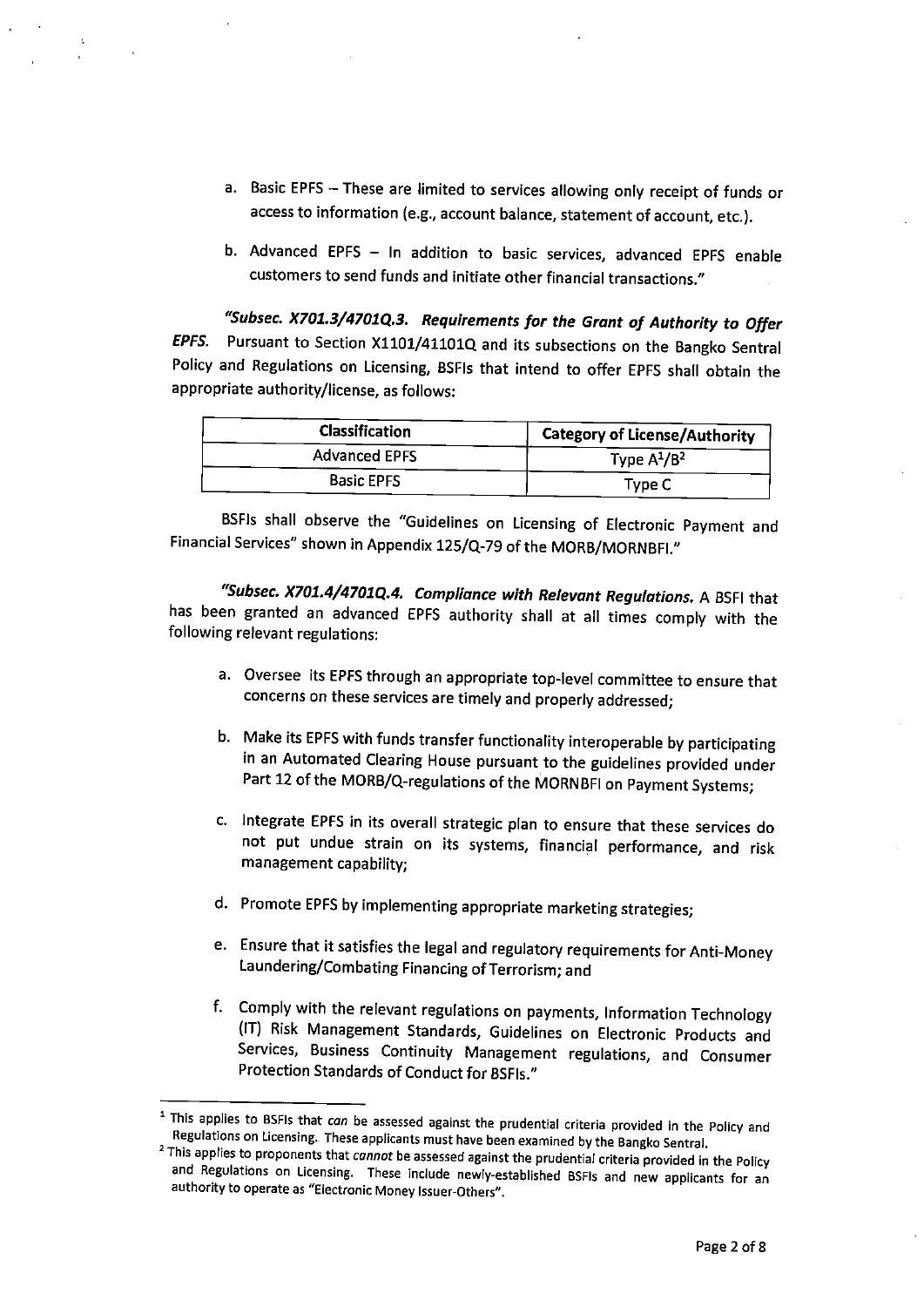a. Basic EPFS – These are limited to services allowing only receipt of funds or access to information (e.g., account balance, statement of account, etc.).

b. Advanced EPFS – In addition to basic services, advanced EPFS enable customers to send funds and initiate other financial transactions."

***"Subsec. X701.3/4701Q.3. Requirements for the Grant of Authority to Offer EPFS.*** Pursuant to Section X1101/41101Q and its subsections on the Bangko Sentral Policy and Regulations on Licensing, BSFIs that intend to offer EPFS shall obtain the appropriate authority/license, as follows:

| Classification | Category of License/Authority |
|---|---|
| Advanced EPFS | Type A[1]/B[2] |
| Basic EPFS | Type C |

BSFIs shall observe the "Guidelines on Licensing of Electronic Payment and Financial Services" shown in Appendix 125/Q-79 of the MORB/MORNBFI."

***"Subsec. X701.4/4701Q.4. Compliance with Relevant Regulations.*** A BSFI that has been granted an advanced EPFS authority shall at all times comply with the following relevant regulations:

a. Oversee its EPFS through an appropriate top-level committee to ensure that concerns on these services are timely and properly addressed;

b. Make its EPFS with funds transfer functionality interoperable by participating in an Automated Clearing House pursuant to the guidelines provided under Part 12 of the MORB/Q-regulations of the MORNBFI on Payment Systems;

c. Integrate EPFS in its overall strategic plan to ensure that these services do not put undue strain on its systems, financial performance, and risk management capability;

d. Promote EPFS by implementing appropriate marketing strategies;

e. Ensure that it satisfies the legal and regulatory requirements for Anti-Money Laundering/Combating Financing of Terrorism; and

f. Comply with the relevant regulations on payments, Information Technology (IT) Risk Management Standards, Guidelines on Electronic Products and Services, Business Continuity Management regulations, and Consumer Protection Standards of Conduct for BSFIs."

---

[1] This applies to BSFIs that *can* be assessed against the prudential criteria provided in the Policy and Regulations on Licensing. These applicants must have been examined by the Bangko Sentral.

[2] This applies to proponents that *cannot* be assessed against the prudential criteria provided in the Policy and Regulations on Licensing. These include newly-established BSFIs and new applicants for an authority to operate as "Electronic Money Issuer-Others".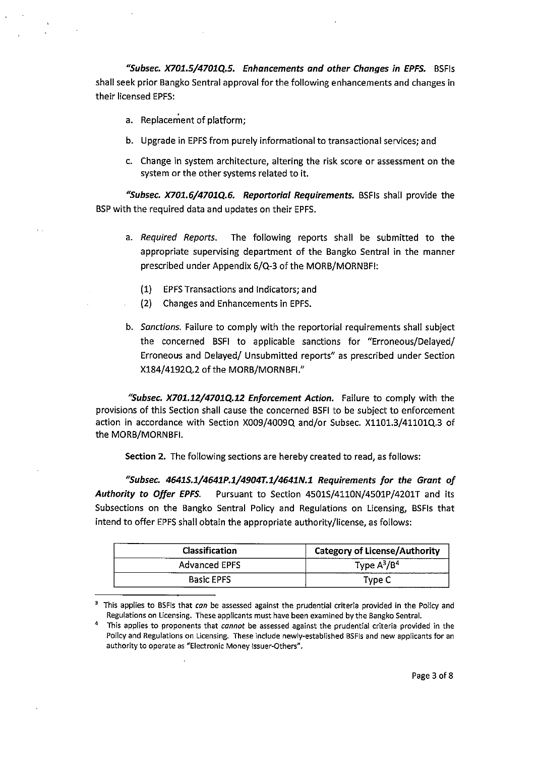*"Subsec. X701.5/4701Q.5. Enhancements and other Changes in EPFS.* BSFIs shall seek prior Bangko Sentral approval for the following enhancements and changes in their licensed EPFS:

a. Replacement of platform;

b. Upgrade in EPFS from purely informational to transactional services; and

c. Change in system architecture, altering the risk score or assessment on the system or the other systems related to it.

*"Subsec. X701.6/4701Q.6. Reportorial Requirements.* BSFIs shall provide the BSP with the required data and updates on their EPFS.

a. *Required Reports.* The following reports shall be submitted to the appropriate supervising department of the Bangko Sentral in the manner prescribed under Appendix 6/Q-3 of the MORB/MORNBFI:

   (1) EPFS Transactions and Indicators; and
   
   (2) Changes and Enhancements in EPFS.

b. *Sanctions.* Failure to comply with the reportorial requirements shall subject the concerned BSFI to applicable sanctions for "Erroneous/Delayed/ Erroneous and Delayed/ Unsubmitted reports" as prescribed under Section X184/4192Q.2 of the MORB/MORNBFI."

*"Subsec. X701.12/4701Q.12 Enforcement Action.* Failure to comply with the provisions of this Section shall cause the concerned BSFI to be subject to enforcement action in accordance with Section X009/4009Q and/or Subsec. X1101.3/41101Q.3 of the MORB/MORNBFI.

**Section 2.** The following sections are hereby created to read, as follows:

*"Subsec. 4641S.1/4641P.1/4904T.1/4641N.1 Requirements for the Grant of Authority to Offer EPFS.* Pursuant to Section 4501S/4110N/4501P/4201T and its Subsections on the Bangko Sentral Policy and Regulations on Licensing, BSFIs that intend to offer EPFS shall obtain the appropriate authority/license, as follows:

| Classification | Category of License/Authority |
|---|---|
| Advanced EPFS | Type A[3]/B[4] |
| Basic EPFS | Type C |

[3] This applies to BSFIs that *can* be assessed against the prudential criteria provided in the Policy and Regulations on Licensing. These applicants must have been examined by the Bangko Sentral.

[4] This applies to proponents that *cannot* be assessed against the prudential criteria provided in the Policy and Regulations on Licensing. These include newly-established BSFIs and new applicants for an authority to operate as "Electronic Money Issuer-Others".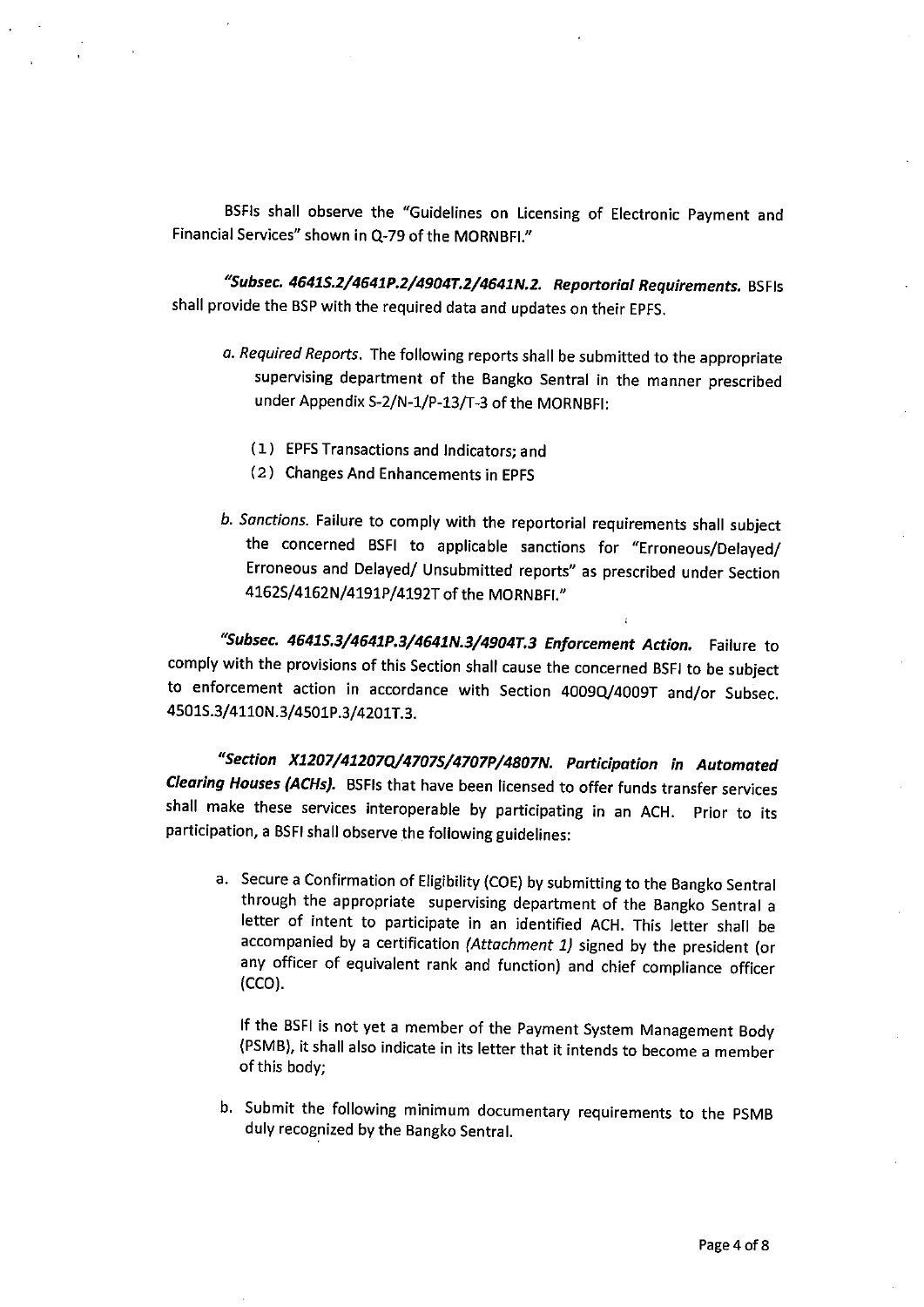BSFIs shall observe the "Guidelines on Licensing of Electronic Payment and Financial Services" shown in Q-79 of the MORNBFI."

***"Subsec. 4641S.2/4641P.2/4904T.2/4641N.2. Reportorial Requirements.*** BSFIs shall provide the BSP with the required data and updates on their EPFS.

a. *Required Reports.* The following reports shall be submitted to the appropriate supervising department of the Bangko Sentral in the manner prescribed under Appendix S-2/N-1/P-13/T-3 of the MORNBFI:

   (1) EPFS Transactions and Indicators; and
   (2) Changes And Enhancements in EPFS

b. *Sanctions.* Failure to comply with the reportorial requirements shall subject the concerned BSFI to applicable sanctions for "Erroneous/Delayed/ Erroneous and Delayed/ Unsubmitted reports" as prescribed under Section 4162S/4162N/4191P/4192T of the MORNBFI."

***"Subsec. 4641S.3/4641P.3/4641N.3/4904T.3 Enforcement Action.*** Failure to comply with the provisions of this Section shall cause the concerned BSFI to be subject to enforcement action in accordance with Section 4009Q/4009T and/or Subsec. 4501S.3/4110N.3/4501P.3/4201T.3.

***"Section X1207/41207Q/4707S/4707P/4807N. Participation in Automated Clearing Houses (ACHs).*** BSFIs that have been licensed to offer funds transfer services shall make these services interoperable by participating in an ACH. Prior to its participation, a BSFI shall observe the following guidelines:

a. Secure a Confirmation of Eligibility (COE) by submitting to the Bangko Sentral through the appropriate supervising department of the Bangko Sentral a letter of intent to participate in an identified ACH. This letter shall be accompanied by a certification *(Attachment 1)* signed by the president (or any officer of equivalent rank and function) and chief compliance officer (CCO).

   If the BSFI is not yet a member of the Payment System Management Body (PSMB), it shall also indicate in its letter that it intends to become a member of this body;

b. Submit the following minimum documentary requirements to the PSMB duly recognized by the Bangko Sentral.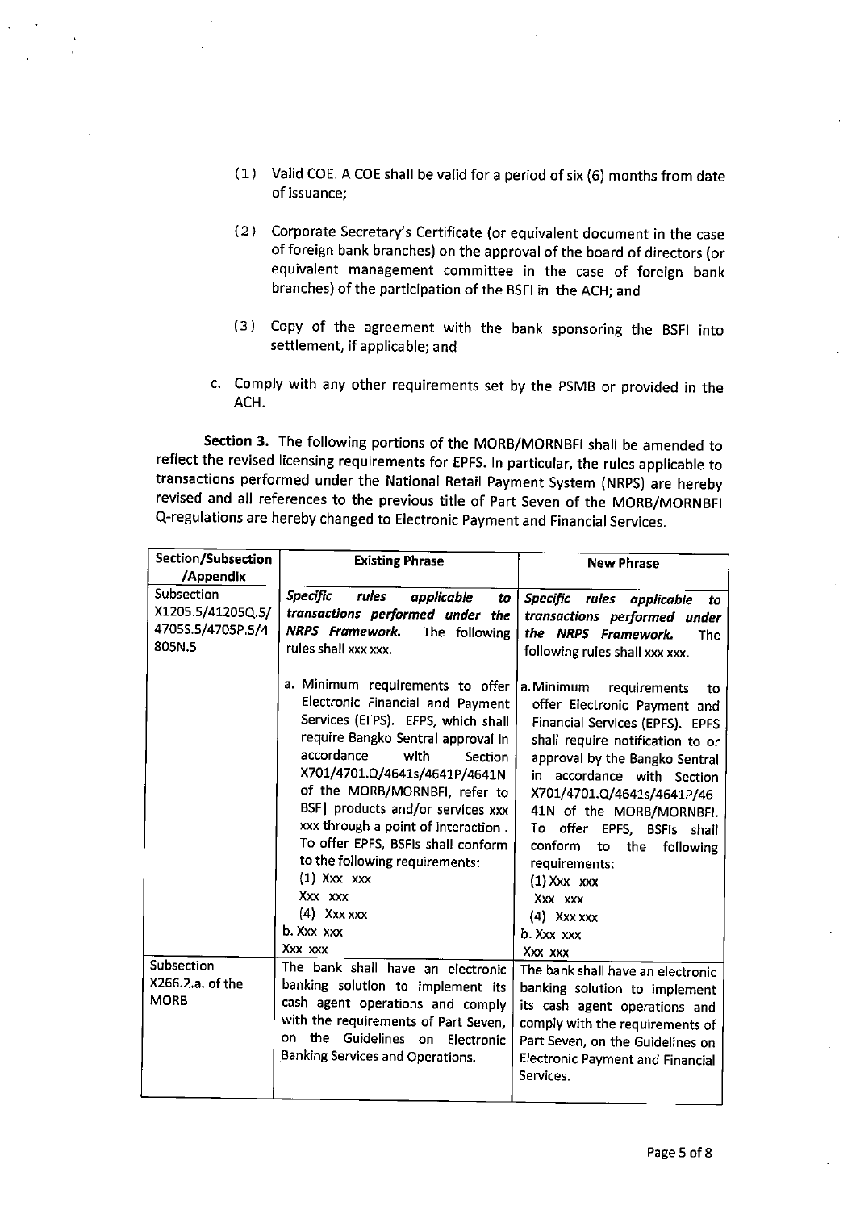(1) Valid COE. A COE shall be valid for a period of six (6) months from date of issuance;

(2) Corporate Secretary's Certificate (or equivalent document in the case of foreign bank branches) on the approval of the board of directors (or equivalent management committee in the case of foreign bank branches) of the participation of the BSFI in the ACH; and

(3) Copy of the agreement with the bank sponsoring the BSFI into settlement, if applicable; and

c. Comply with any other requirements set by the PSMB or provided in the ACH.

**Section 3.** The following portions of the MORB/MORNBFI shall be amended to reflect the revised licensing requirements for EPFS. In particular, the rules applicable to transactions performed under the National Retail Payment System (NRPS) are hereby revised and all references to the previous title of Part Seven of the MORB/MORNBFI Q-regulations are hereby changed to Electronic Payment and Financial Services.

| Section/Subsection /Appendix | Existing Phrase | New Phrase |
|---|---|---|
| Subsection X1205.5/41205Q.5/ 4705S.5/4705P.5/4 805N.5 | ***Specific rules applicable to transactions performed under the NRPS Framework.*** The following rules shall xxx xxx.<br><br>a. Minimum requirements to offer Electronic Financial and Payment Services (EFPS). EFPS, which shall require Bangko Sentral approval in accordance with Section X701/4701.Q/4641s/4641P/4641N of the MORB/MORNBFI, refer to BSFI products and/or services xxx xxx through a point of interaction . To offer EFPS, BSFIs shall conform to the following requirements:<br>(1) Xxx xxx<br>Xxx xxx<br>(4) Xxx xxx<br>b. Xxx xxx<br>Xxx xxx | ***Specific rules applicable to transactions performed under the NRPS Framework.*** The following rules shall xxx xxx.<br><br>a. Minimum requirements to offer Electronic Payment and Financial Services (EPFS). EPFS shall require notification to or approval by the Bangko Sentral in accordance with Section X701/4701.Q/4641s/4641P/46 41N of the MORB/MORNBFI. To offer EPFS, BSFIs shall conform to the following requirements:<br>(1) Xxx xxx<br>Xxx xxx<br>(4) Xxx xxx<br>b. Xxx xxx<br>Xxx xxx |
| Subsection X266.2.a. of the MORB | The bank shall have an electronic banking solution to implement its cash agent operations and comply with the requirements of Part Seven, on the Guidelines on Electronic Banking Services and Operations. | The bank shall have an electronic banking solution to implement its cash agent operations and comply with the requirements of Part Seven, on the Guidelines on Electronic Payment and Financial Services. |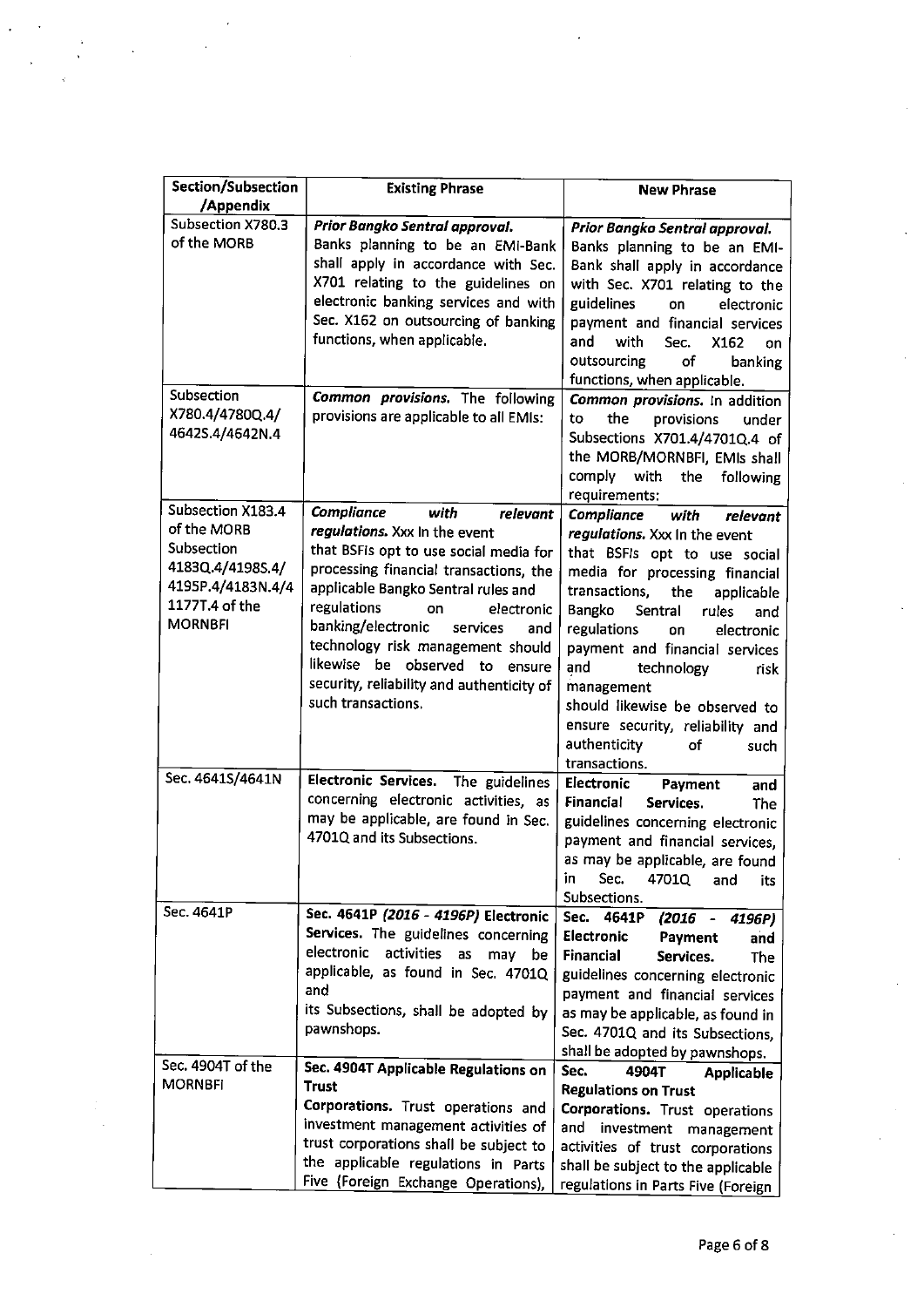| Section/Subsection /Appendix | Existing Phrase | New Phrase |
|---|---|---|
| Subsection X780.3 of the MORB | ***Prior Bangko Sentral approval.*** Banks planning to be an EMI-Bank shall apply in accordance with Sec. X701 relating to the guidelines on electronic banking services and with Sec. X162 on outsourcing of banking functions, when applicable. | ***Prior Bangko Sentral approval.*** Banks planning to be an EMI-Bank shall apply in accordance with Sec. X701 relating to the guidelines on electronic payment and financial services and with Sec. X162 on outsourcing of banking functions, when applicable. |
| Subsection X780.4/4780Q.4/ 4642S.4/4642N.4 | ***Common provisions.*** The following provisions are applicable to all EMIs: | ***Common provisions.*** In addition to the provisions under Subsections X701.4/4701Q.4 of the MORB/MORNBFI, EMIs shall comply with the following requirements: |
| Subsection X183.4 of the MORB Subsection 4183Q.4/4198S.4/ 4195P.4/4183N.4/4 1177T.4 of the MORNBFI | ***Compliance with relevant regulations.*** Xxx In the event that BSFIs opt to use social media for processing financial transactions, the applicable Bangko Sentral rules and regulations on electronic banking/electronic services and technology risk management should likewise be observed to ensure security, reliability and authenticity of such transactions. | ***Compliance with relevant regulations.*** Xxx In the event that BSFIs opt to use social media for processing financial transactions, the applicable Bangko Sentral rules and regulations on electronic payment and financial services and technology risk management should likewise be observed to ensure security, reliability and authenticity of such transactions. |
| Sec. 4641S/4641N | **Electronic Services.** The guidelines concerning electronic activities, as may be applicable, are found in Sec. 4701Q and its Subsections. | **Electronic Payment and Financial Services.** The guidelines concerning electronic payment and financial services, as may be applicable, are found in Sec. 4701Q and its Subsections. |
| Sec. 4641P | **Sec. 4641P *(2016 - 4196P)* Electronic Services.** The guidelines concerning electronic activities as may be applicable, as found in Sec. 4701Q and its Subsections, shall be adopted by pawnshops. | **Sec. 4641P *(2016 - 4196P)* Electronic Payment and Financial Services.** The guidelines concerning electronic payment and financial services as may be applicable, as found in Sec. 4701Q and its Subsections, shall be adopted by pawnshops. |
| Sec. 4904T of the MORNBFI | **Sec. 4904T Applicable Regulations on Trust Corporations.** Trust operations and investment management activities of trust corporations shall be subject to the applicable regulations in Parts Five (Foreign Exchange Operations), | **Sec. 4904T Applicable Regulations on Trust Corporations.** Trust operations and investment management activities of trust corporations shall be subject to the applicable regulations in Parts Five (Foreign |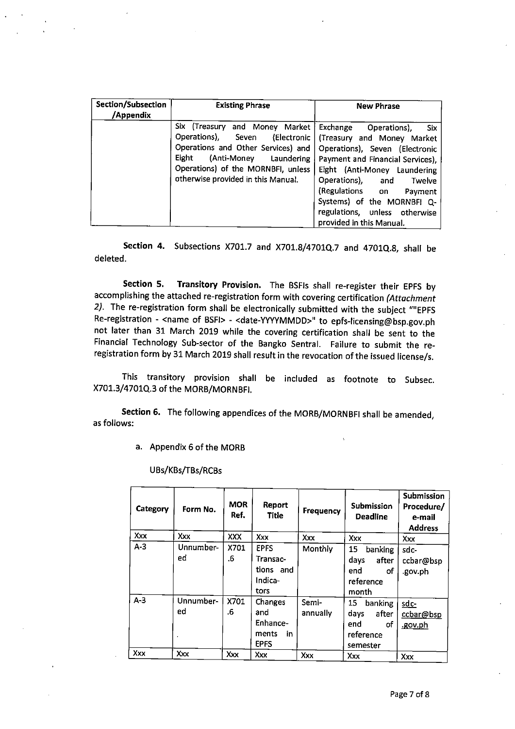| Section/Subsection /Appendix | Existing Phrase | New Phrase |
|---|---|---|
| | Six (Treasury and Money Market Operations), Seven (Electronic Operations and Other Services) and Eight (Anti-Money Laundering Operations) of the MORNBFI, unless otherwise provided in this Manual. | Exchange Operations), Six (Treasury and Money Market Operations), Seven (Electronic Payment and Financial Services), Eight (Anti-Money Laundering Operations), and Twelve (Regulations on Payment Systems) of the MORNBFI Q-regulations, unless otherwise provided in this Manual. |

**Section 4.** Subsections X701.7 and X701.8/4701Q.7 and 4701Q.8, shall be deleted.

**Section 5. Transitory Provision.** The BSFIs shall re-register their EPFS by accomplishing the attached re-registration form with covering certification *(Attachment 2)*. The re-registration form shall be electronically submitted with the subject ""EPFS Re-registration - <name of BSFI> - <date-YYYYMMDD>" to epfs-licensing@bsp.gov.ph not later than 31 March 2019 while the covering certification shall be sent to the Financial Technology Sub-sector of the Bangko Sentral. Failure to submit the re-registration form by 31 March 2019 shall result in the revocation of the issued license/s.

This transitory provision shall be included as footnote to Subsec. X701.3/4701Q.3 of the MORB/MORNBFI.

**Section 6.** The following appendices of the MORB/MORNBFI shall be amended, as follows:

a. Appendix 6 of the MORB

UBs/KBs/TBs/RCBs

| Category | Form No. | MOR Ref. | Report Title | Frequency | Submission Deadline | Submission Procedure/ e-mail Address |
|---|---|---|---|---|---|---|
| Xxx | Xxx | XXX | Xxx | Xxx | Xxx | Xxx |
| A-3 | Unnumbered | X701.6 | EPFS Transactions and Indicators | Monthly | 15 banking days after end of reference month | sdc-ccbar@bsp.gov.ph |
| A-3 | Unnumbered | X701.6 | Changes and Enhancements in EPFS | Semi-annually | 15 banking days after end of reference semester | sdc-ccbar@bsp.gov.ph |
| Xxx | Xxx | Xxx | Xxx | Xxx | Xxx | Xxx |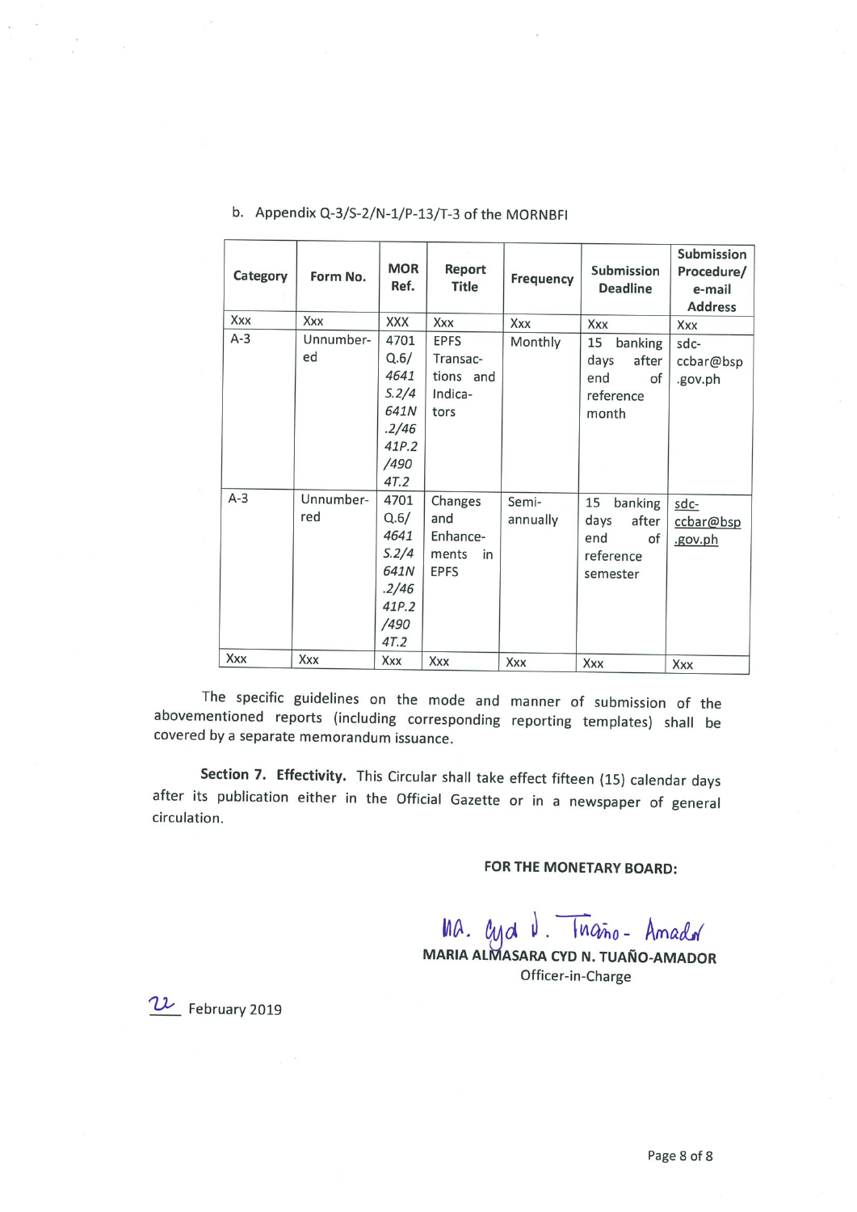b. Appendix Q-3/S-2/N-1/P-13/T-3 of the MORNBFI

| Category | Form No. | MOR Ref. | Report Title | Frequency | Submission Deadline | Submission Procedure/ e-mail Address |
|---|---|---|---|---|---|---|
| Xxx | Xxx | XXX | Xxx | Xxx | Xxx | Xxx |
| A-3 | Unnumbered | 4701 Q.6/ *4641 S.2/4641N .2/4641P.2 /4904T.2* | EPFS Transactions and Indicators | Monthly | 15 banking days after end of reference month | sdc-ccbar@bsp.gov.ph |
| A-3 | Unnumbered | 4701 Q.6/ *4641 S.2/4641N .2/4641P.2 /4904T.2* | Changes and Enhancements in EPFS | Semi-annually | 15 banking days after end of reference semester | sdc-ccbar@bsp.gov.ph |
| Xxx | Xxx | Xxx | Xxx | Xxx | Xxx | Xxx |

The specific guidelines on the mode and manner of submission of the abovementioned reports (including corresponding reporting templates) shall be covered by a separate memorandum issuance.

**Section 7. Effectivity.** This Circular shall take effect fifteen (15) calendar days after its publication either in the Official Gazette or in a newspaper of general circulation.

**FOR THE MONETARY BOARD:**

Ma. Cyd N. Tuaño-Amador

**MARIA ALMASARA CYD N. TUAÑO-AMADOR**
Officer-in-Charge

22 February 2019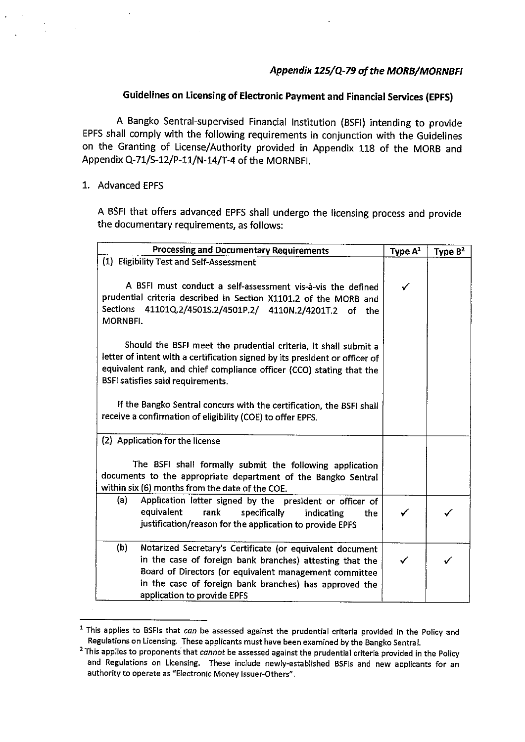*Appendix 125/Q-79 of the MORB/MORNBFI*

**Guidelines on Licensing of Electronic Payment and Financial Services (EPFS)**

A Bangko Sentral-supervised Financial Institution (BSFI) intending to provide EPFS shall comply with the following requirements in conjunction with the Guidelines on the Granting of License/Authority provided in Appendix 118 of the MORB and Appendix Q-71/S-12/P-11/N-14/T-4 of the MORNBFI.

1. Advanced EPFS

A BSFI that offers advanced EPFS shall undergo the licensing process and provide the documentary requirements, as follows:

| Processing and Documentary Requirements | Type A[1] | Type B[2] |
|---|---|---|
| (1) Eligibility Test and Self-Assessment<br><br>A BSFI must conduct a self-assessment vis-à-vis the defined prudential criteria described in Section X1101.2 of the MORB and Sections 41101Q.2/4501S.2/4501P.2/ 4110N.2/4201T.2 of the MORNBFI.<br><br>Should the BSFI meet the prudential criteria, it shall submit a letter of intent with a certification signed by its president or officer of equivalent rank, and chief compliance officer (CCO) stating that the BSFI satisfies said requirements.<br><br>If the Bangko Sentral concurs with the certification, the BSFI shall receive a confirmation of eligibility (COE) to offer EPFS. | ✓ | |
| (2) Application for the license<br><br>The BSFI shall formally submit the following application documents to the appropriate department of the Bangko Sentral within six (6) months from the date of the COE. | | |
| (a) Application letter signed by the president or officer of equivalent rank specifically indicating the justification/reason for the application to provide EPFS | ✓ | ✓ |
| (b) Notarized Secretary's Certificate (or equivalent document in the case of foreign bank branches) attesting that the Board of Directors (or equivalent management committee in the case of foreign bank branches) has approved the application to provide EPFS | ✓ | ✓ |

[1] This applies to BSFIs that *can* be assessed against the prudential criteria provided in the Policy and Regulations on Licensing. These applicants must have been examined by the Bangko Sentral.

[2] This applies to proponents that *cannot* be assessed against the prudential criteria provided in the Policy and Regulations on Licensing. These include newly-established BSFIs and new applicants for an authority to operate as "Electronic Money Issuer-Others".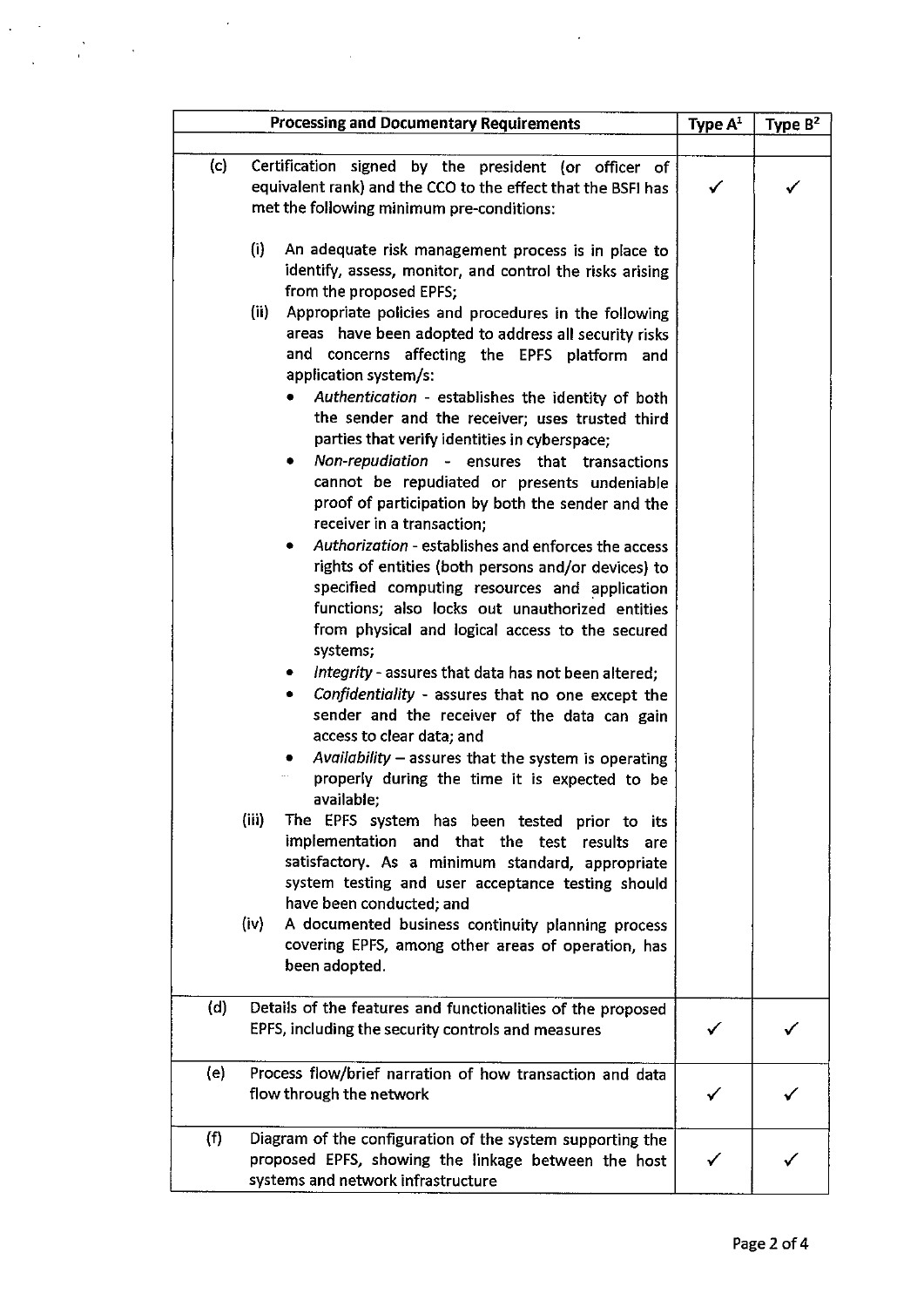| Processing and Documentary Requirements | Type A[1] | Type B[2] |
|---|---|---|
| (c) Certification signed by the president (or officer of equivalent rank) and the CCO to the effect that the BSFI has met the following minimum pre-conditions:<br><br>(i) An adequate risk management process is in place to identify, assess, monitor, and control the risks arising from the proposed EPFS;<br>(ii) Appropriate policies and procedures in the following areas have been adopted to address all security risks and concerns affecting the EPFS platform and application system/s:<br>• *Authentication* - establishes the identity of both the sender and the receiver; uses trusted third parties that verify identities in cyberspace;<br>• *Non-repudiation* - ensures that transactions cannot be repudiated or presents undeniable proof of participation by both the sender and the receiver in a transaction;<br>• *Authorization* - establishes and enforces the access rights of entities (both persons and/or devices) to specified computing resources and application functions; also locks out unauthorized entities from physical and logical access to the secured systems;<br>• *Integrity* - assures that data has not been altered;<br>• *Confidentiality* - assures that no one except the sender and the receiver of the data can gain access to clear data; and<br>• *Availability* – assures that the system is operating properly during the time it is expected to be available;<br>(iii) The EPFS system has been tested prior to its implementation and that the test results are satisfactory. As a minimum standard, appropriate system testing and user acceptance testing should have been conducted; and<br>(iv) A documented business continuity planning process covering EPFS, among other areas of operation, has been adopted. | ✓ | ✓ |
| (d) Details of the features and functionalities of the proposed EPFS, including the security controls and measures | ✓ | ✓ |
| (e) Process flow/brief narration of how transaction and data flow through the network | ✓ | ✓ |
| (f) Diagram of the configuration of the system supporting the proposed EPFS, showing the linkage between the host systems and network infrastructure | ✓ | ✓ |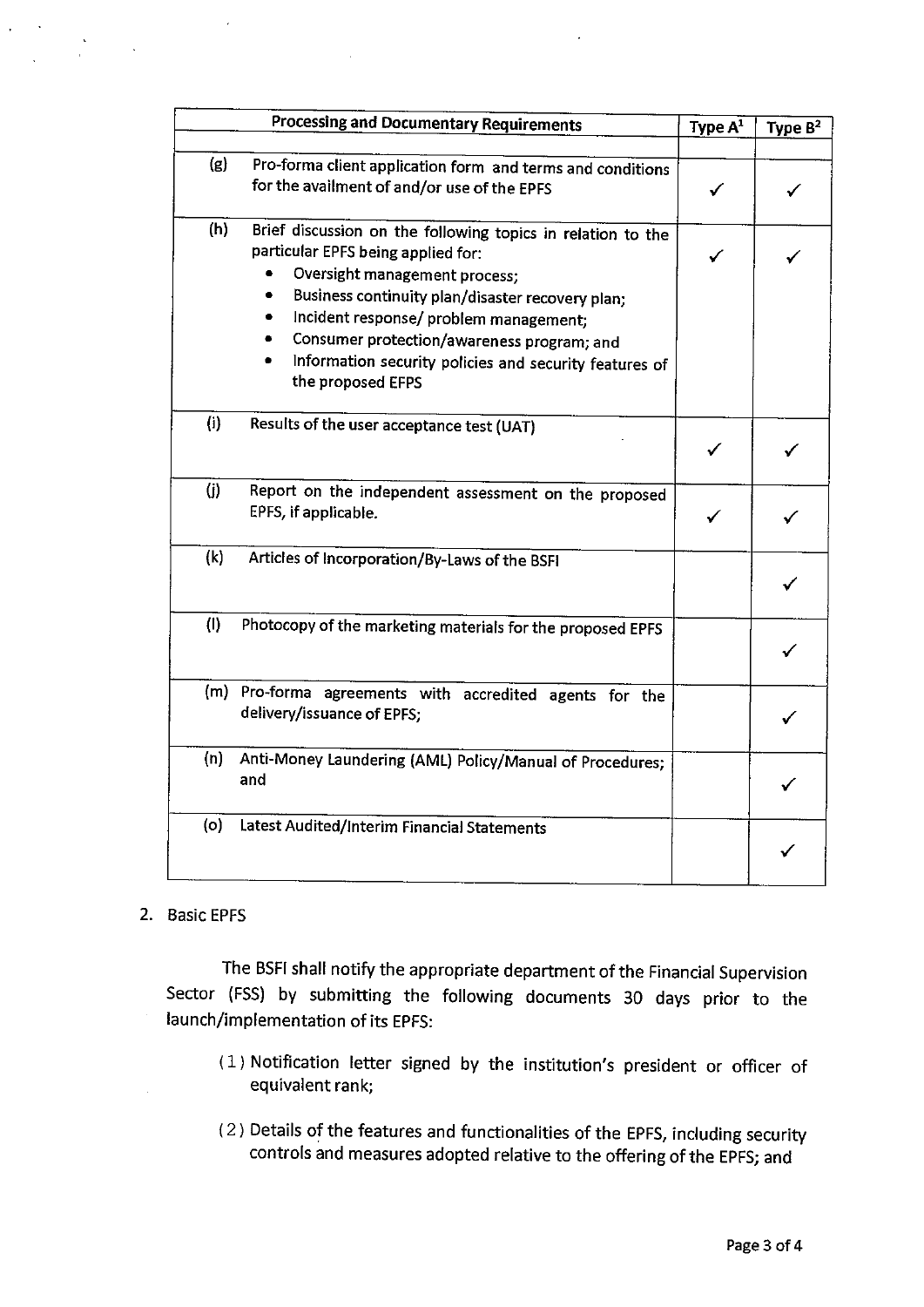| Processing and Documentary Requirements | Type A[1] | Type B[2] |
|---|---|---|
| (g) Pro-forma client application form and terms and conditions for the availment of and/or use of the EPFS | ✓ | ✓ |
| (h) Brief discussion on the following topics in relation to the particular EPFS being applied for:<br>• Oversight management process;<br>• Business continuity plan/disaster recovery plan;<br>• Incident response/ problem management;<br>• Consumer protection/awareness program; and<br>• Information security policies and security features of the proposed EFPS | ✓ | ✓ |
| (i) Results of the user acceptance test (UAT) | ✓ | ✓ |
| (j) Report on the independent assessment on the proposed EPFS, if applicable. | ✓ | ✓ |
| (k) Articles of Incorporation/By-Laws of the BSFI | | ✓ |
| (l) Photocopy of the marketing materials for the proposed EPFS | | ✓ |
| (m) Pro-forma agreements with accredited agents for the delivery/issuance of EPFS; | | ✓ |
| (n) Anti-Money Laundering (AML) Policy/Manual of Procedures; and | | ✓ |
| (o) Latest Audited/Interim Financial Statements | | ✓ |

2. Basic EPFS

The BSFI shall notify the appropriate department of the Financial Supervision Sector (FSS) by submitting the following documents 30 days prior to the launch/implementation of its EPFS:

(1) Notification letter signed by the institution's president or officer of equivalent rank;

(2) Details of the features and functionalities of the EPFS, including security controls and measures adopted relative to the offering of the EPFS; and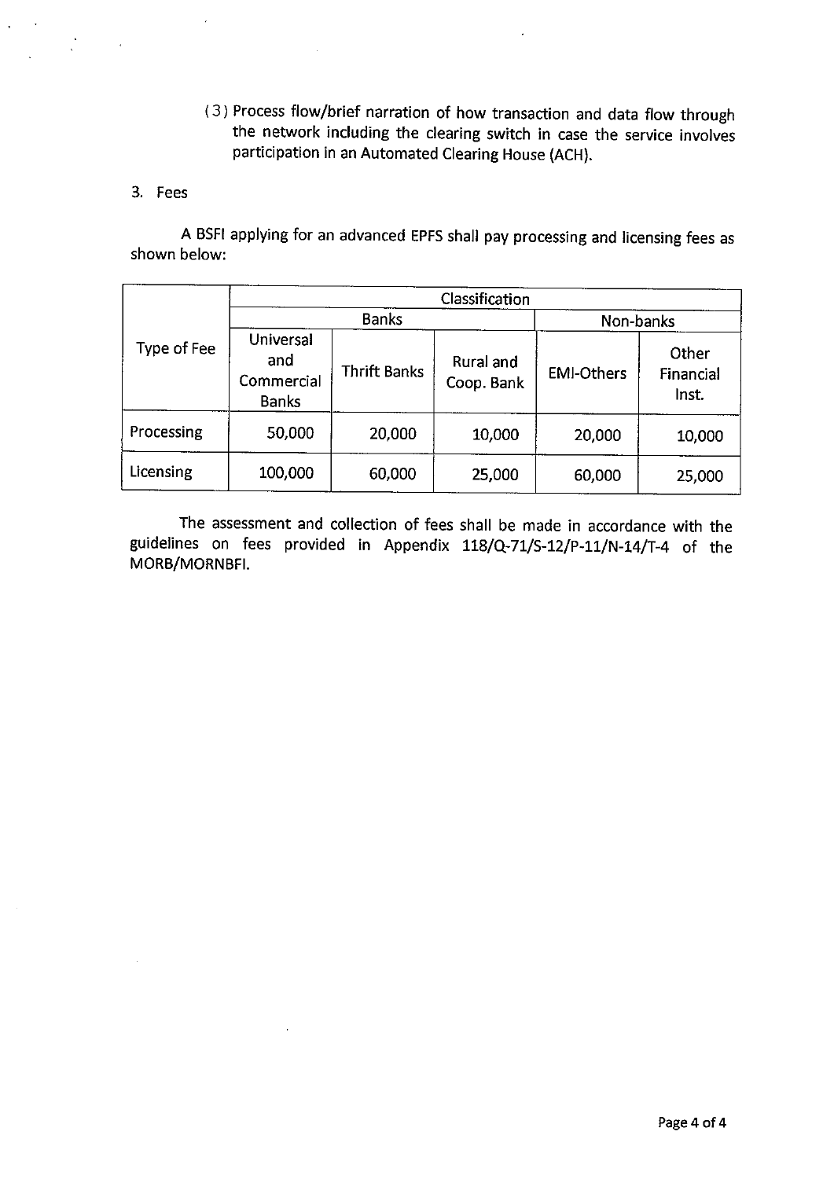(3) Process flow/brief narration of how transaction and data flow through the network including the clearing switch in case the service involves participation in an Automated Clearing House (ACH).

3. Fees

A BSFI applying for an advanced EPFS shall pay processing and licensing fees as shown below:

| Type of Fee | Classification | | | | |
|---|---|---|---|---|---|
| | Banks | | | Non-banks | |
| | Universal and Commercial Banks | Thrift Banks | Rural and Coop. Bank | EMI-Others | Other Financial Inst. |
| Processing | 50,000 | 20,000 | 10,000 | 20,000 | 10,000 |
| Licensing | 100,000 | 60,000 | 25,000 | 60,000 | 25,000 |

The assessment and collection of fees shall be made in accordance with the guidelines on fees provided in Appendix 118/Q-71/S-12/P-11/N-14/T-4 of the MORB/MORNBFI.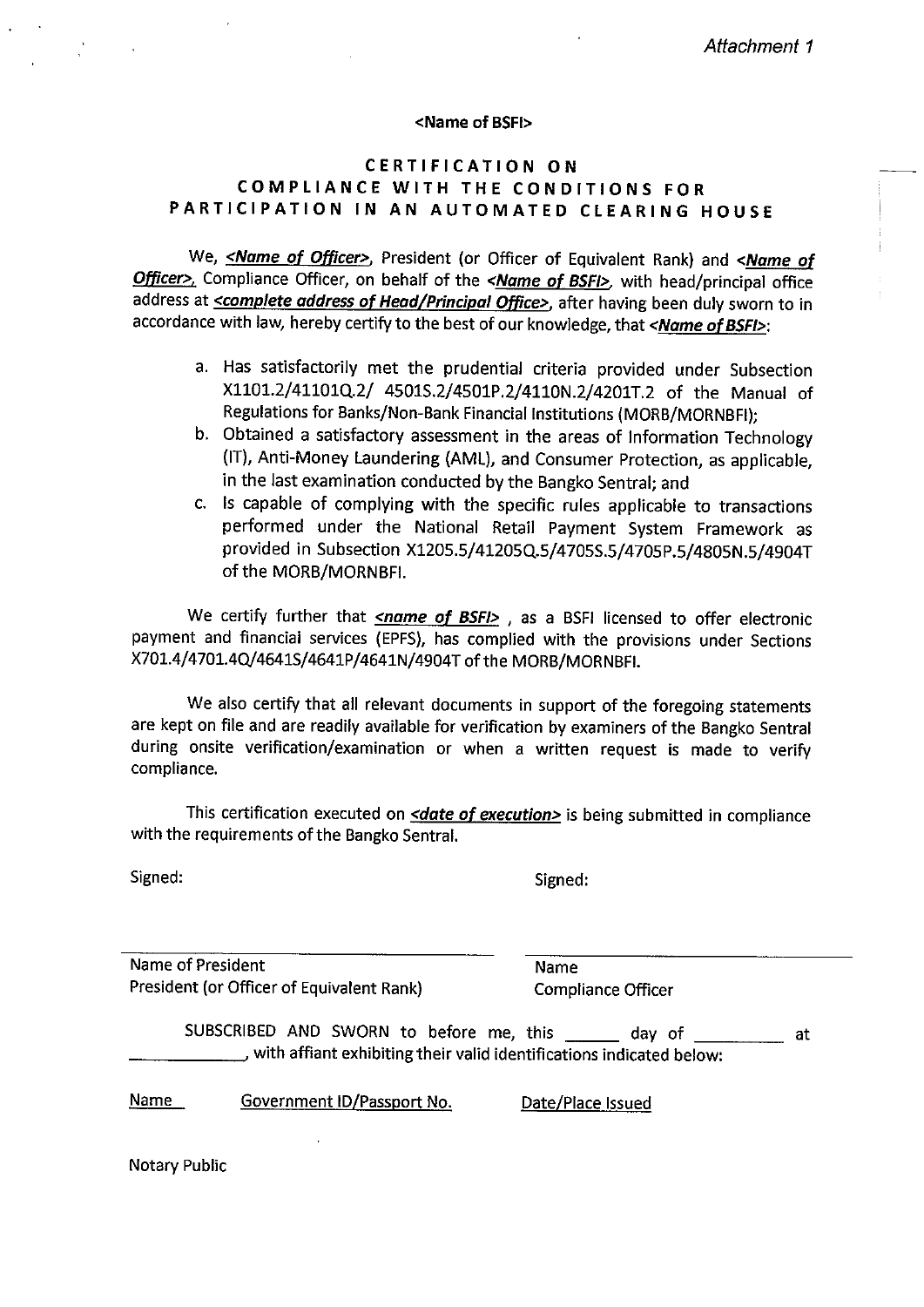*Attachment 1*

**<Name of BSFI>**

**CERTIFICATION ON COMPLIANCE WITH THE CONDITIONS FOR PARTICIPATION IN AN AUTOMATED CLEARING HOUSE**

We, ***<Name of Officer>***, President (or Officer of Equivalent Rank) and ***<Name of Officer>***, Compliance Officer, on behalf of the ***<Name of BSFI>***, with head/principal office address at ***<complete address of Head/Principal Office>***, after having been duly sworn to in accordance with law, hereby certify to the best of our knowledge, that ***<Name of BSFI>***:

a. Has satisfactorily met the prudential criteria provided under Subsection X1101.2/41101Q.2/ 4501S.2/4501P.2/4110N.2/4201T.2 of the Manual of Regulations for Banks/Non-Bank Financial Institutions (MORB/MORNBFI);
b. Obtained a satisfactory assessment in the areas of Information Technology (IT), Anti-Money Laundering (AML), and Consumer Protection, as applicable, in the last examination conducted by the Bangko Sentral; and
c. Is capable of complying with the specific rules applicable to transactions performed under the National Retail Payment System Framework as provided in Subsection X1205.5/41205Q.5/4705S.5/4705P.5/4805N.5/4904T of the MORB/MORNBFI.

We certify further that ***<name of BSFI>*** , as a BSFI licensed to offer electronic payment and financial services (EPFS), has complied with the provisions under Sections X701.4/4701.4Q/4641S/4641P/4641N/4904T of the MORB/MORNBFI.

We also certify that all relevant documents in support of the foregoing statements are kept on file and are readily available for verification by examiners of the Bangko Sentral during onsite verification/examination or when a written request is made to verify compliance.

This certification executed on ***<date of execution>*** is being submitted in compliance with the requirements of the Bangko Sentral.

Signed:

______________________________
Name of President
President (or Officer of Equivalent Rank)

Signed:

______________________________
Name
Compliance Officer

SUBSCRIBED AND SWORN to before me, this ______ day of __________ at ____________, with affiant exhibiting their valid identifications indicated below:

| Name | Government ID/Passport No. | Date/Place Issued |
| --- | --- | --- |

Notary Public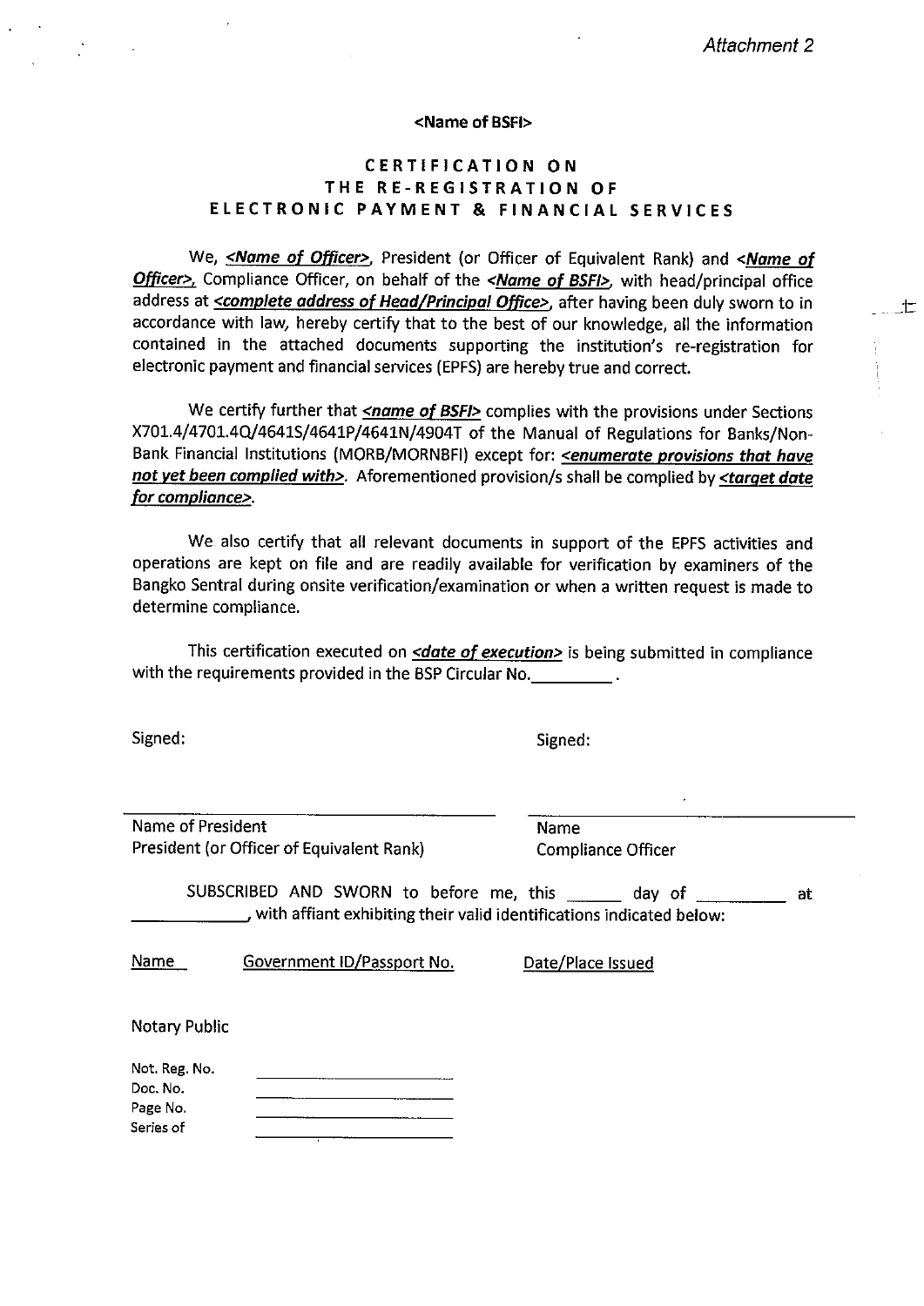*Attachment 2*

**<Name of BSFI>**

**CERTIFICATION ON**
**THE RE-REGISTRATION OF**
**ELECTRONIC PAYMENT & FINANCIAL SERVICES**

We, ***<Name of Officer>***, President (or Officer of Equivalent Rank) and ***<Name of Officer>***, Compliance Officer, on behalf of the ***<Name of BSFI>***, with head/principal office address at ***<complete address of Head/Principal Office>***, after having been duly sworn to in accordance with law, hereby certify that to the best of our knowledge, all the information contained in the attached documents supporting the institution's re-registration for electronic payment and financial services (EPFS) are hereby true and correct.

We certify further that ***<name of BSFI>*** complies with the provisions under Sections X701.4/4701.4Q/4641S/4641P/4641N/4904T of the Manual of Regulations for Banks/Non-Bank Financial Institutions (MORB/MORNBFI) except for: ***<enumerate provisions that have not yet been complied with>***. Aforementioned provision/s shall be complied by ***<target date for compliance>***.

We also certify that all relevant documents in support of the EPFS activities and operations are kept on file and are readily available for verification by examiners of the Bangko Sentral during onsite verification/examination or when a written request is made to determine compliance.

This certification executed on ***<date of execution>*** is being submitted in compliance with the requirements provided in the BSP Circular No.\_\_\_\_\_\_\_\_\_.

Signed: Signed:

\_\_\_\_\_\_\_\_\_\_\_\_\_\_\_\_\_\_\_\_\_\_\_\_\_\_\_\_\_\_ \_\_\_\_\_\_\_\_\_\_\_\_\_\_\_\_\_\_\_\_\_\_\_\_\_\_\_\_\_\_

Name of President
President (or Officer of Equivalent Rank)

Name
Compliance Officer

SUBSCRIBED AND SWORN to before me, this \_\_\_\_\_\_ day of \_\_\_\_\_\_\_\_\_\_ at \_\_\_\_\_\_\_\_\_\_\_\_, with affiant exhibiting their valid identifications indicated below:

| Name | Government ID/Passport No. | Date/Place Issued |
|---|---|---|

Notary Public

Not. Reg. No. \_\_\_\_\_\_\_\_\_\_\_\_\_\_\_\_\_\_
Doc. No. \_\_\_\_\_\_\_\_\_\_\_\_\_\_\_\_\_\_
Page No. \_\_\_\_\_\_\_\_\_\_\_\_\_\_\_\_\_\_
Series of \_\_\_\_\_\_\_\_\_\_\_\_\_\_\_\_\_\_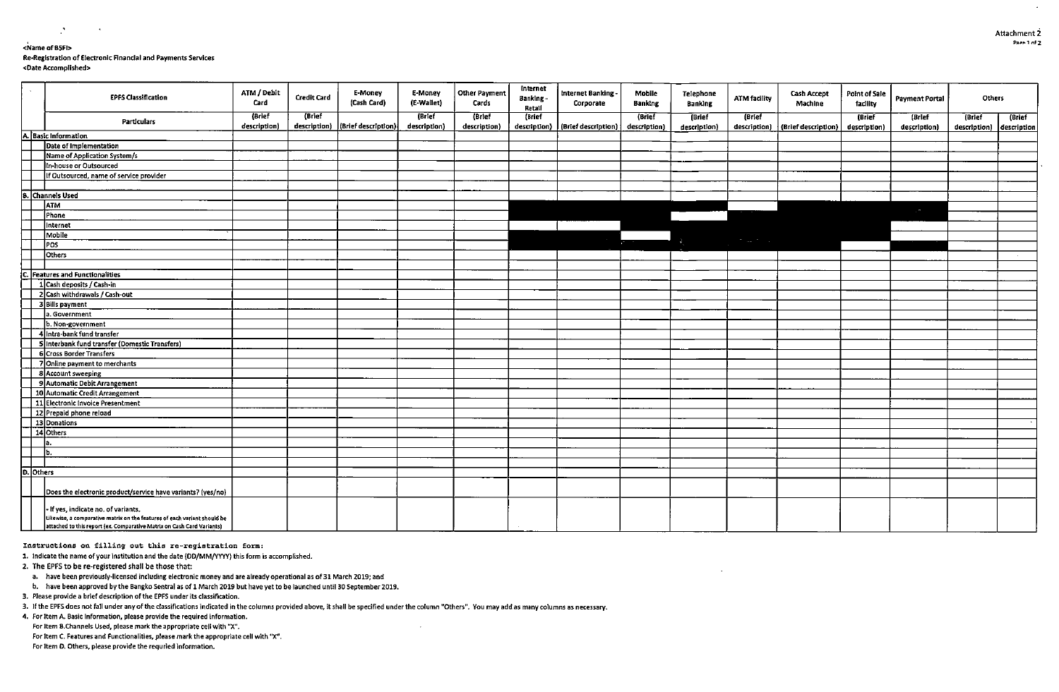Attachment 2

<Name of BSFI>
Re-Registration of Electronic Financial and Payments Services
<Date Accomplished>

| | EPFS Classification | ATM / Debit Card | Credit Card | E-Money (Cash Card) | E-Money (E-Wallet) | Other Payment Cards | Internet Banking - Retail | Internet Banking - Corporate | Mobile Banking | Telephone Banking | ATM facility | Cash Accept Machine | Point of Sale facility | Payment Portal | Others | |
|---|---|---|---|---|---|---|---|---|---|---|---|---|---|---|---|---|
| | Particulars | (Brief description) | (Brief description) | (Brief description) | (Brief description) | (Brief description) | (Brief description) | (Brief description) | (Brief description) | (Brief description) | (Brief description) | (Brief description) | (Brief description) | (Brief description) | (Brief description) | (Brief description |
| A. | Basic Information | | | | | | | | | | | | | | | |
| | Date of Implementation | | | | | | | | | | | | | | | |
| | Name of Application System/s | | | | | | | | | | | | | | | |
| | In-house or Outsourced | | | | | | | | | | | | | | | |
| | If Outsourced, name of service provider | | | | | | | | | | | | | | | |
| | | | | | | | | | | | | | | | | |
| B. | Channels Used | | | | | | | | | | | | | | | |
| | ATM | | | | | | | | | | | | | | | |
| | Phone | | | | | | | | | | | | | | | |
| | Internet | | | | | | | | | | | | | | | |
| | Mobile | | | | | | | | | | | | | | | |
| | POS | | | | | | | | | | | | | | | |
| | Others | | | | | | | | | | | | | | | |
| | | | | | | | | | | | | | | | | |
| C. | Features and Functionalities | | | | | | | | | | | | | | | |
| 1 | Cash deposits / Cash-in | | | | | | | | | | | | | | | |
| 2 | Cash withdrawals / Cash-out | | | | | | | | | | | | | | | |
| 3 | Bills payment | | | | | | | | | | | | | | | |
| | a. Government | | | | | | | | | | | | | | | |
| | b. Non-government | | | | | | | | | | | | | | | |
| 4 | Intra-bank fund transfer | | | | | | | | | | | | | | | |
| 5 | Interbank fund transfer (Domestic Transfers) | | | | | | | | | | | | | | | |
| 6 | Cross Border Transfers | | | | | | | | | | | | | | | |
| 7 | Online payment to merchants | | | | | | | | | | | | | | | |
| 8 | Account sweeping | | | | | | | | | | | | | | | |
| 9 | Automatic Debit Arrangement | | | | | | | | | | | | | | | |
| 10 | Automatic Credit Arrangement | | | | | | | | | | | | | | | |
| 11 | Electronic Invoice Presentment | | | | | | | | | | | | | | | |
| 12 | Prepaid phone reload | | | | | | | | | | | | | | | |
| 13 | Donations | | | | | | | | | | | | | | | |
| 14 | Others | | | | | | | | | | | | | | | |
| | a. | | | | | | | | | | | | | | | |
| | b. | | | | | | | | | | | | | | | |
| | | | | | | | | | | | | | | | | |
| D. | Others | | | | | | | | | | | | | | | |
| | Does the electronic product/service have variants? (yes/no) | | | | | | | | | | | | | | | |
| | - If yes, indicate no. of variants. Likewise, a comparative matrix on the features of each variant should be attached to this report (ex. Comparative Matrix on Cash Card Variants) | | | | | | | | | | | | | | | |

Instructions on filling out this re-registration form:

1. Indicate the name of your institution and the date (DD/MM/YYYY) this form is accomplished.
2. The EPFS to be re-registered shall be those that:
   a. have been previously-licensed including electronic money and are already operational as of 31 March 2019; and
   b. have been approved by the Bangko Sentral as of 1 March 2019 but have yet to be launched until 30 September 2019.
3. Please provide a brief description of the EPFS under its classification.
3. If the EPFS does not fall under any of the classifications indicated in the columns provided above, it shall be specified under the column "Others". You may add as many columns as necessary.
4. For Item A. Basic Information, please provide the required information.
   For Item B.Channels Used, please mark the appropriate cell with "X".
   For Item C. Features and Functionalities, please mark the appropriate cell with "X".
   For Item D. Others, please provide the requried information.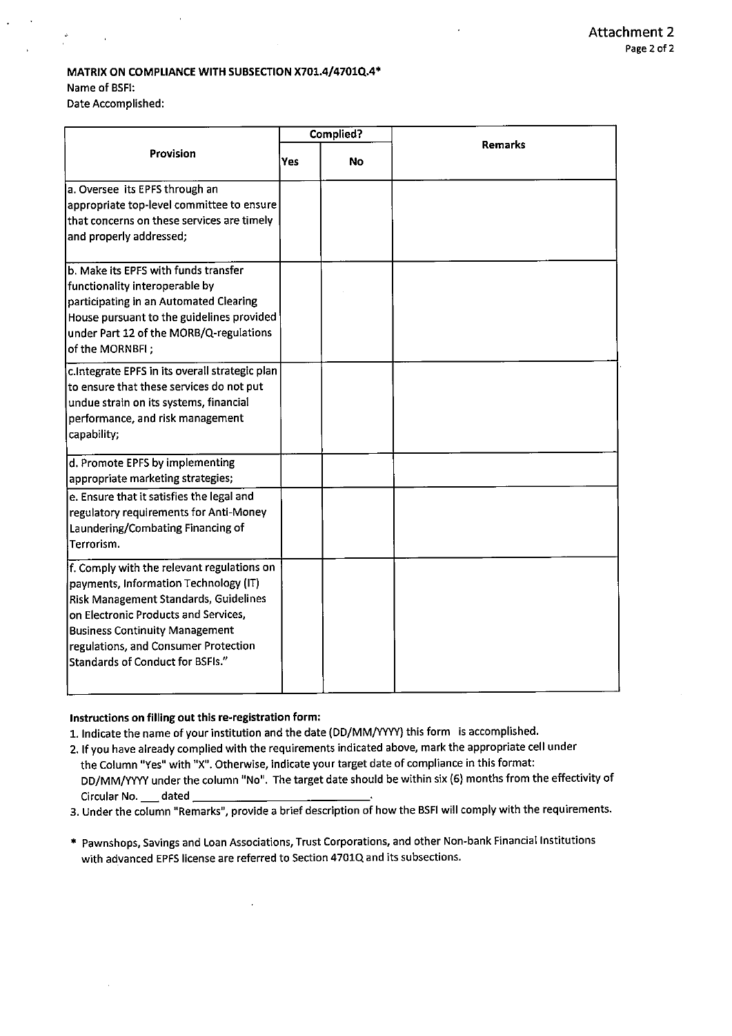Attachment 2

**MATRIX ON COMPLIANCE WITH SUBSECTION X701.4/4701Q.4***

Name of BSFI:

Date Accomplished:

| Provision | Complied? | | Remarks |
|---|---|---|---|
| | Yes | No | |
| a. Oversee its EPFS through an appropriate top-level committee to ensure that concerns on these services are timely and properly addressed; | | | |
| b. Make its EPFS with funds transfer functionality interoperable by participating in an Automated Clearing House pursuant to the guidelines provided under Part 12 of the MORB/Q-regulations of the MORNBFI ; | | | |
| c.Integrate EPFS in its overall strategic plan to ensure that these services do not put undue strain on its systems, financial performance, and risk management capability; | | | |
| d. Promote EPFS by implementing appropriate marketing strategies; | | | |
| e. Ensure that it satisfies the legal and regulatory requirements for Anti-Money Laundering/Combating Financing of Terrorism. | | | |
| f. Comply with the relevant regulations on payments, Information Technology (IT) Risk Management Standards, Guidelines on Electronic Products and Services, Business Continuity Management regulations, and Consumer Protection Standards of Conduct for BSFIs." | | | |

**Instructions on filling out this re-registration form:**

1. Indicate the name of your institution and the date (DD/MM/YYYY) this form is accomplished.
2. If you have already complied with the requirements indicated above, mark the appropriate cell under the Column "Yes" with "X". Otherwise, indicate your target date of compliance in this format: DD/MM/YYYY under the column "No". The target date should be within six (6) months from the effectivity of Circular No. ___ dated ___________________________.
3. Under the column "Remarks", provide a brief description of how the BSFI will comply with the requirements.

\* Pawnshops, Savings and Loan Associations, Trust Corporations, and other Non-bank Financial Institutions with advanced EPFS license are referred to Section 4701Q and its subsections.